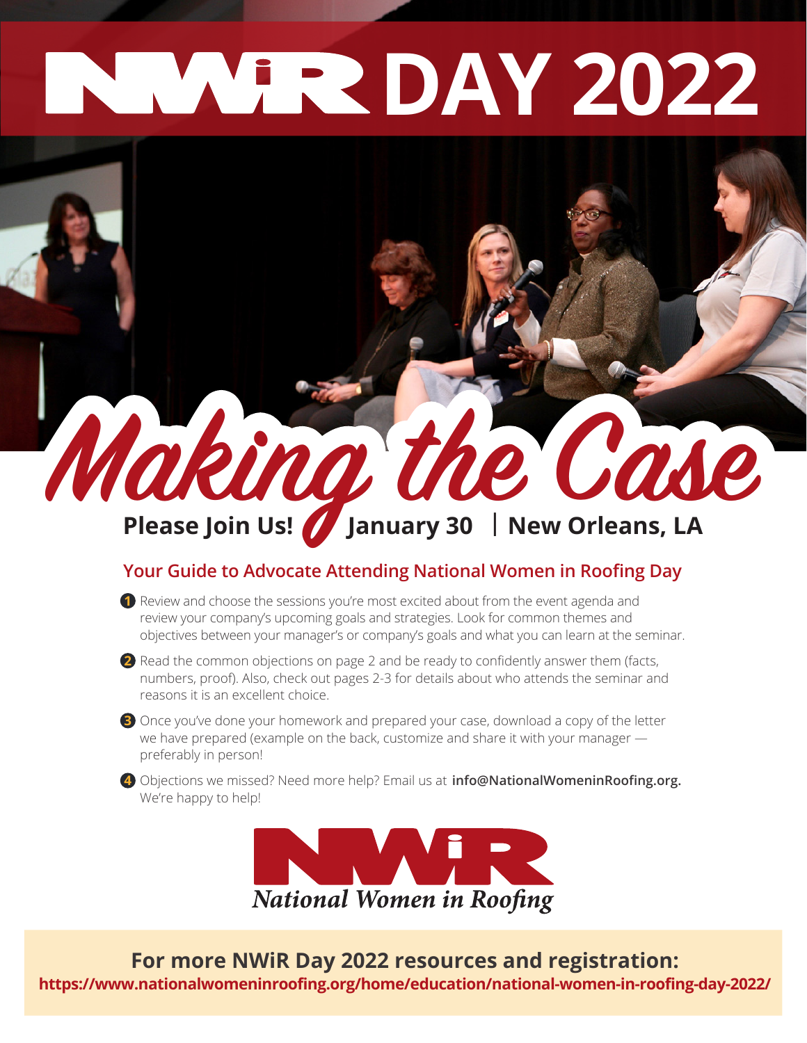# NWiR DAY 2022

## Making the Case

**Please Join Us! January 30 | New Orleans, LA**

### Your Guide to Advocate Attending National Women in Roofing Day

1. Review and choose the sessions you're most excited about from the event agenda and review your company's upcoming goals and strategies. Look for common themes and objectives between your manager's or company's goals and what you can learn at the seminar.
2. Read the common objections on page 2 and be ready to confidently answer them (facts, numbers, proof). Also, check out pages 2-3 for details about who attends the seminar and reasons it is an excellent choice.
3. Once you've done your homework and prepared your case, download a copy of the letter we have prepared (example on the back, customize and share it with your manager — preferably in person!
4. Objections we missed? Need more help? Email us at **info@NationalWomeninRoofing.org.** We're happy to help!

NWiR
*National Women in Roofing*

**For more NWiR Day 2022 resources and registration:**
**https://www.nationalwomeninroofing.org/home/education/national-women-in-roofing-day-2022/**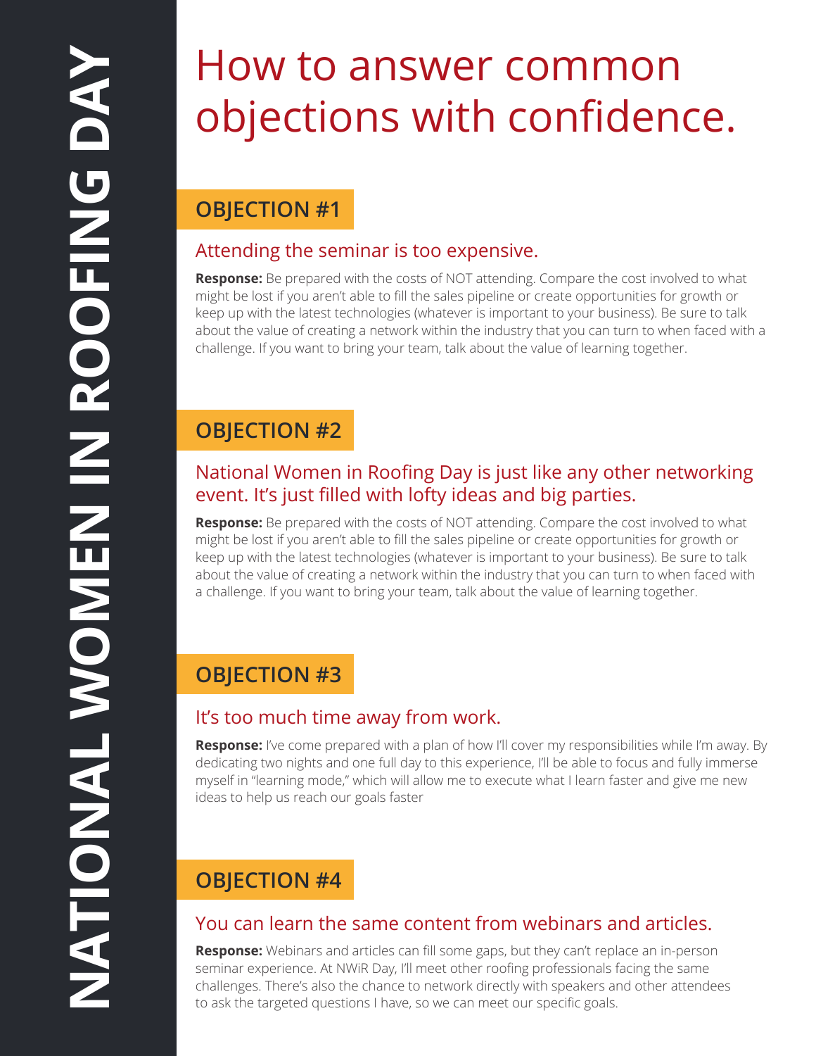# How to answer common objections with confidence.

## OBJECTION #1

### Attending the seminar is too expensive.

**Response:** Be prepared with the costs of NOT attending. Compare the cost involved to what might be lost if you aren't able to fill the sales pipeline or create opportunities for growth or keep up with the latest technologies (whatever is important to your business). Be sure to talk about the value of creating a network within the industry that you can turn to when faced with a challenge. If you want to bring your team, talk about the value of learning together.

## OBJECTION #2

### National Women in Roofing Day is just like any other networking event. It's just filled with lofty ideas and big parties.

**Response:** Be prepared with the costs of NOT attending. Compare the cost involved to what might be lost if you aren't able to fill the sales pipeline or create opportunities for growth or keep up with the latest technologies (whatever is important to your business). Be sure to talk about the value of creating a network within the industry that you can turn to when faced with a challenge. If you want to bring your team, talk about the value of learning together.

## OBJECTION #3

### It's too much time away from work.

**Response:** I've come prepared with a plan of how I'll cover my responsibilities while I'm away. By dedicating two nights and one full day to this experience, I'll be able to focus and fully immerse myself in "learning mode," which will allow me to execute what I learn faster and give me new ideas to help us reach our goals faster

## OBJECTION #4

### You can learn the same content from webinars and articles.

**Response:** Webinars and articles can fill some gaps, but they can't replace an in-person seminar experience. At NWiR Day, I'll meet other roofing professionals facing the same challenges. There's also the chance to network directly with speakers and other attendees to ask the targeted questions I have, so we can meet our specific goals.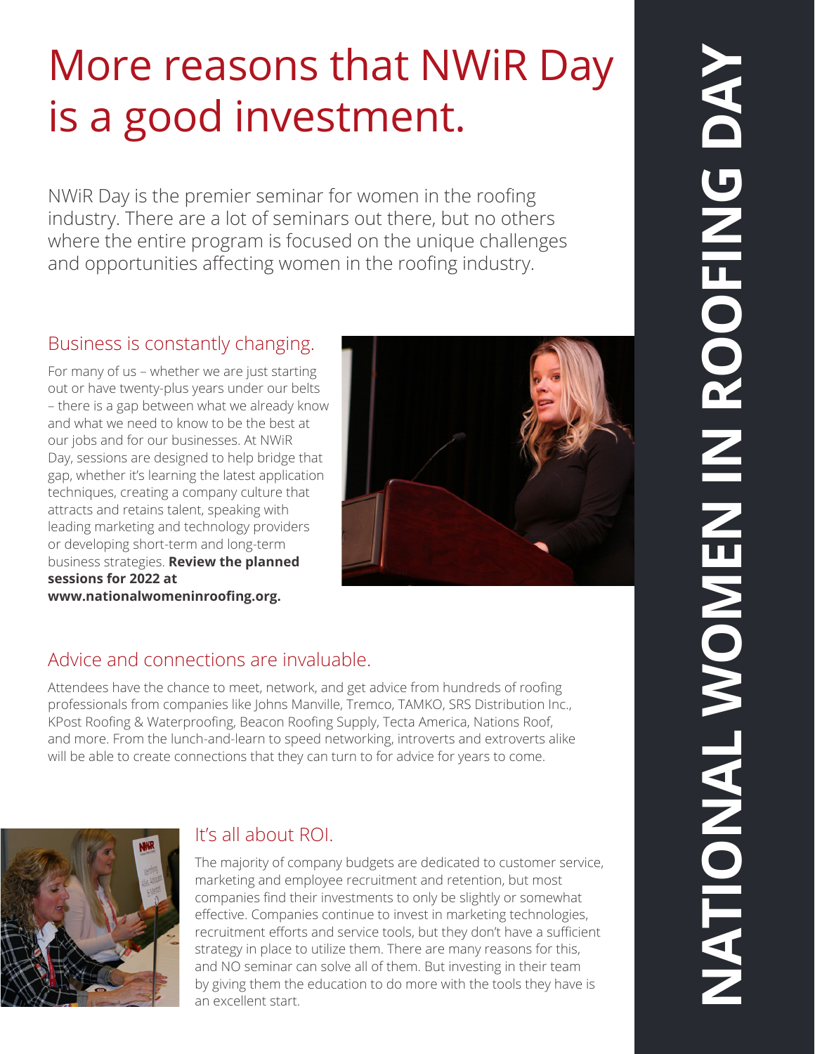# More reasons that NWiR Day is a good investment.

NWiR Day is the premier seminar for women in the roofing industry. There are a lot of seminars out there, but no others where the entire program is focused on the unique challenges and opportunities affecting women in the roofing industry.

## Business is constantly changing.

For many of us – whether we are just starting out or have twenty-plus years under our belts – there is a gap between what we already know and what we need to know to be the best at our jobs and for our businesses. At NWiR Day, sessions are designed to help bridge that gap, whether it's learning the latest application techniques, creating a company culture that attracts and retains talent, speaking with leading marketing and technology providers or developing short-term and long-term business strategies. **Review the planned sessions for 2022 at www.nationalwomeninroofing.org.**

## Advice and connections are invaluable.

Attendees have the chance to meet, network, and get advice from hundreds of roofing professionals from companies like Johns Manville, Tremco, TAMKO, SRS Distribution Inc., KPost Roofing & Waterproofing, Beacon Roofing Supply, Tecta America, Nations Roof, and more. From the lunch-and-learn to speed networking, introverts and extroverts alike will be able to create connections that they can turn to for advice for years to come.

## It's all about ROI.

The majority of company budgets are dedicated to customer service, marketing and employee recruitment and retention, but most companies find their investments to only be slightly or somewhat effective. Companies continue to invest in marketing technologies, recruitment efforts and service tools, but they don't have a sufficient strategy in place to utilize them. There are many reasons for this, and NO seminar can solve all of them. But investing in their team by giving them the education to do more with the tools they have is an excellent start.

**NATIONAL WOMEN IN ROOFING DAY**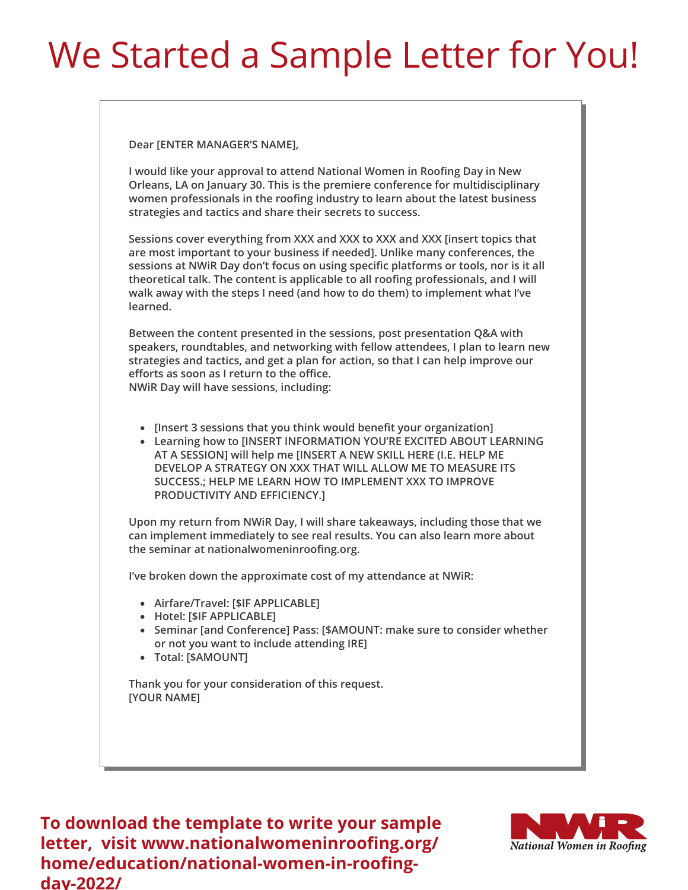# We Started a Sample Letter for You!

Dear [ENTER MANAGER'S NAME],

I would like your approval to attend National Women in Roofing Day in New Orleans, LA on January 30. This is the premiere conference for multidisciplinary women professionals in the roofing industry to learn about the latest business strategies and tactics and share their secrets to success.

Sessions cover everything from XXX and XXX to XXX and XXX [insert topics that are most important to your business if needed]. Unlike many conferences, the sessions at NWiR Day don't focus on using specific platforms or tools, nor is it all theoretical talk. The content is applicable to all roofing professionals, and I will walk away with the steps I need (and how to do them) to implement what I've learned.

Between the content presented in the sessions, post presentation Q&A with speakers, roundtables, and networking with fellow attendees, I plan to learn new strategies and tactics, and get a plan for action, so that I can help improve our efforts as soon as I return to the office.
NWiR Day will have sessions, including:

- [Insert 3 sessions that you think would benefit your organization]
- Learning how to [INSERT INFORMATION YOU'RE EXCITED ABOUT LEARNING AT A SESSION] will help me [INSERT A NEW SKILL HERE (I.E. HELP ME DEVELOP A STRATEGY ON XXX THAT WILL ALLOW ME TO MEASURE ITS SUCCESS.; HELP ME LEARN HOW TO IMPLEMENT XXX TO IMPROVE PRODUCTIVITY AND EFFICIENCY.]

Upon my return from NWiR Day, I will share takeaways, including those that we can implement immediately to see real results. You can also learn more about the seminar at nationalwomeninroofing.org.

I've broken down the approximate cost of my attendance at NWiR:

- Airfare/Travel: [$IF APPLICABLE]
- Hotel: [$IF APPLICABLE]
- Seminar [and Conference] Pass: [$AMOUNT: make sure to consider whether or not you want to include attending IRE]
- Total: [$AMOUNT]

Thank you for your consideration of this request.
[YOUR NAME]

**To download the template to write your sample letter, visit www.nationalwomeninroofing.org/home/education/national-women-in-roofing-day-2022/**

NWiR
*National Women in Roofing*